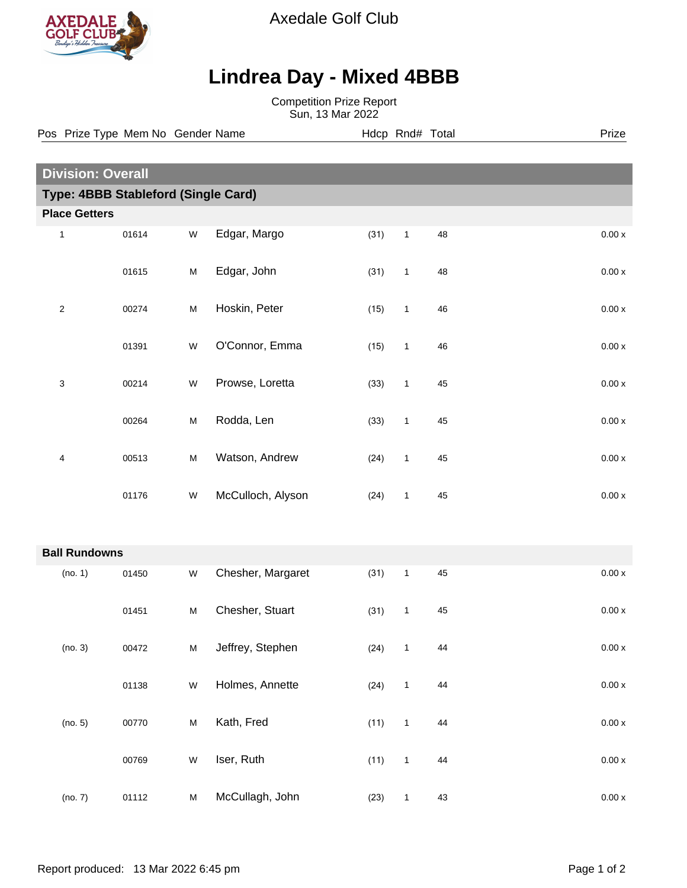Axedale Golf Club

# Lindrea Day - Mixed 4BBB

Competition Prize Report
Sun, 13 Mar 2022

## Division: Overall

### Type: 4BBB Stableford (Single Card)

#### Place Getters

| Pos | Prize Type | Mem No | Gender | Name | Hdcp | Rnd# | Total | Prize |
|---|---|---|---|---|---|---|---|---|
| 1 | | 01614 | W | Edgar, Margo | (31) | 1 | 48 | 0.00 x |
| | | 01615 | M | Edgar, John | (31) | 1 | 48 | 0.00 x |
| 2 | | 00274 | M | Hoskin, Peter | (15) | 1 | 46 | 0.00 x |
| | | 01391 | W | O'Connor, Emma | (15) | 1 | 46 | 0.00 x |
| 3 | | 00214 | W | Prowse, Loretta | (33) | 1 | 45 | 0.00 x |
| | | 00264 | M | Rodda, Len | (33) | 1 | 45 | 0.00 x |
| 4 | | 00513 | M | Watson, Andrew | (24) | 1 | 45 | 0.00 x |
| | | 01176 | W | McCulloch, Alyson | (24) | 1 | 45 | 0.00 x |

#### Ball Rundowns

| Pos | Prize Type | Mem No | Gender | Name | Hdcp | Rnd# | Total | Prize |
|---|---|---|---|---|---|---|---|---|
| (no. 1) | | 01450 | W | Chesher, Margaret | (31) | 1 | 45 | 0.00 x |
| | | 01451 | M | Chesher, Stuart | (31) | 1 | 45 | 0.00 x |
| (no. 3) | | 00472 | M | Jeffrey, Stephen | (24) | 1 | 44 | 0.00 x |
| | | 01138 | W | Holmes, Annette | (24) | 1 | 44 | 0.00 x |
| (no. 5) | | 00770 | M | Kath, Fred | (11) | 1 | 44 | 0.00 x |
| | | 00769 | W | Iser, Ruth | (11) | 1 | 44 | 0.00 x |
| (no. 7) | | 01112 | M | McCullagh, John | (23) | 1 | 43 | 0.00 x |

Report produced: 13 Mar 2022 6:45 pm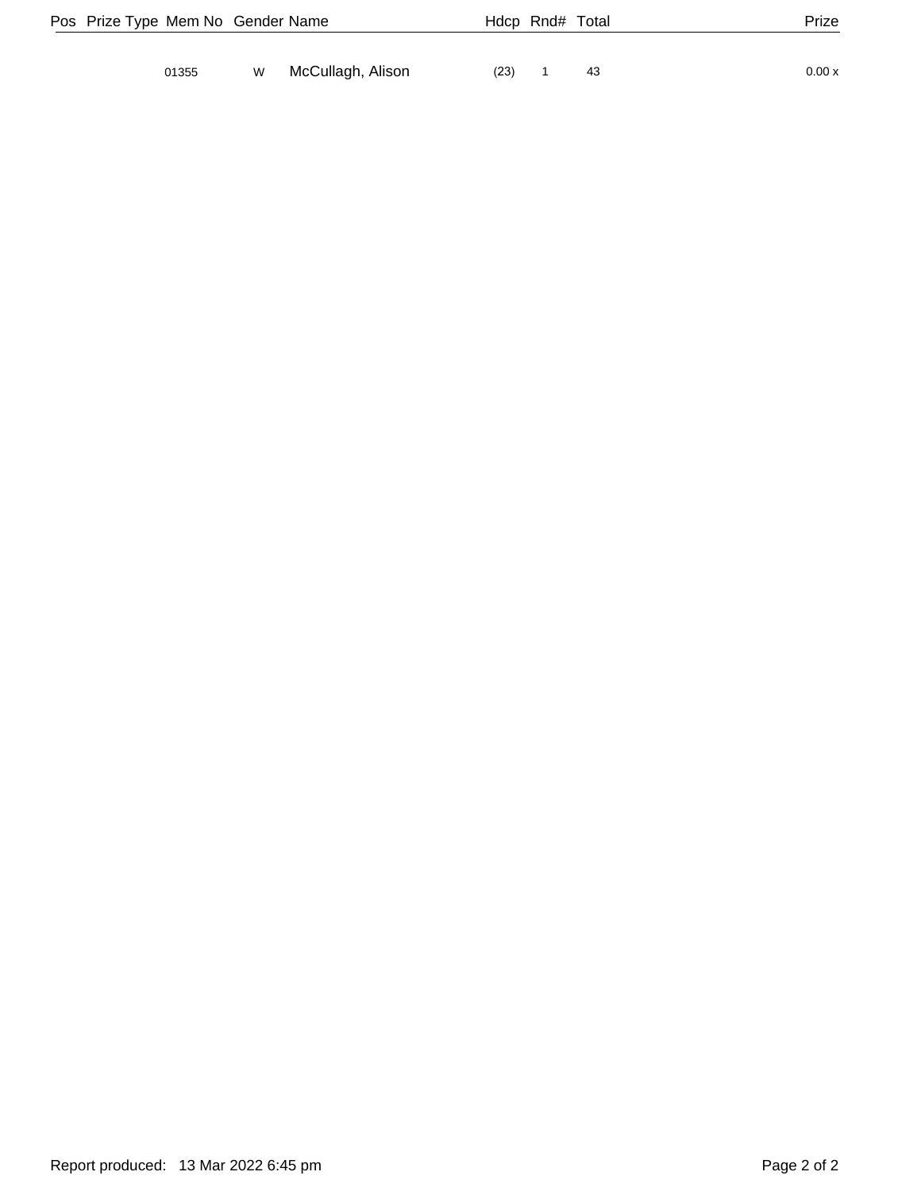| Pos | Prize Type | Mem No | Gender | Name | Hdcp | Rnd# | Total | Prize |
|---|---|---|---|---|---|---|---|---|
| | | 01355 | W | McCullagh, Alison | (23) | 1 | 43 | 0.00 x |

Report produced: 13 Mar 2022 6:45 pm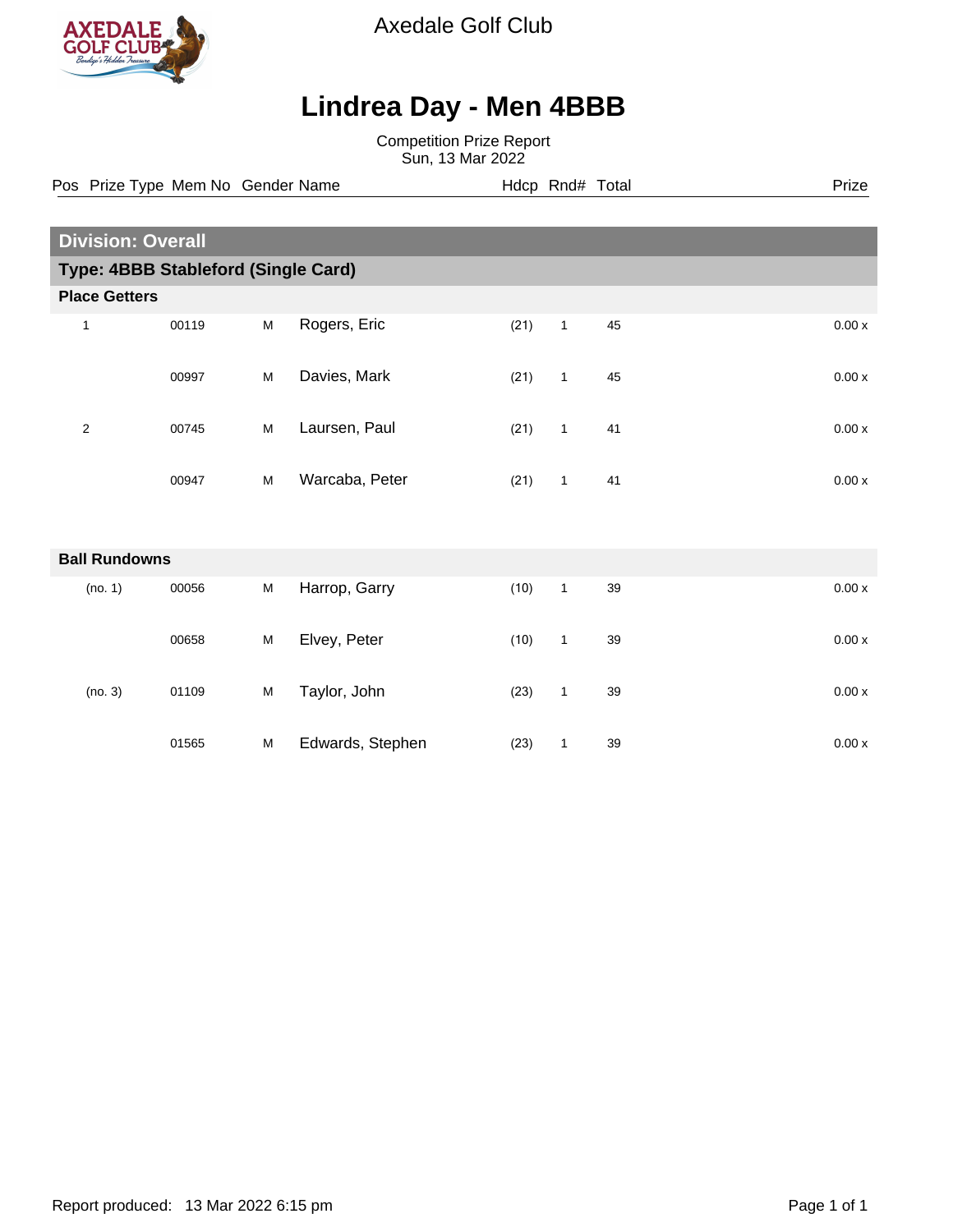Axedale Golf Club

# Lindrea Day - Men 4BBB

Competition Prize Report
Sun, 13 Mar 2022

| Pos | Prize Type | Mem No | Gender | Name | Hdcp | Rnd# | Total | Prize |
|---|---|---|---|---|---|---|---|---|

## Division: Overall

### Type: 4BBB Stableford (Single Card)

**Place Getters**

| Pos | Mem No | Gender | Name | Hdcp | Rnd# | Total | Prize |
|---|---|---|---|---|---|---|---|
| 1 | 00119 | M | Rogers, Eric | (21) | 1 | 45 | 0.00 x |
| | 00997 | M | Davies, Mark | (21) | 1 | 45 | 0.00 x |
| 2 | 00745 | M | Laursen, Paul | (21) | 1 | 41 | 0.00 x |
| | 00947 | M | Warcaba, Peter | (21) | 1 | 41 | 0.00 x |

**Ball Rundowns**

| Pos | Mem No | Gender | Name | Hdcp | Rnd# | Total | Prize |
|---|---|---|---|---|---|---|---|
| (no. 1) | 00056 | M | Harrop, Garry | (10) | 1 | 39 | 0.00 x |
| | 00658 | M | Elvey, Peter | (10) | 1 | 39 | 0.00 x |
| (no. 3) | 01109 | M | Taylor, John | (23) | 1 | 39 | 0.00 x |
| | 01565 | M | Edwards, Stephen | (23) | 1 | 39 | 0.00 x |

Report produced: 13 Mar 2022 6:15 pm